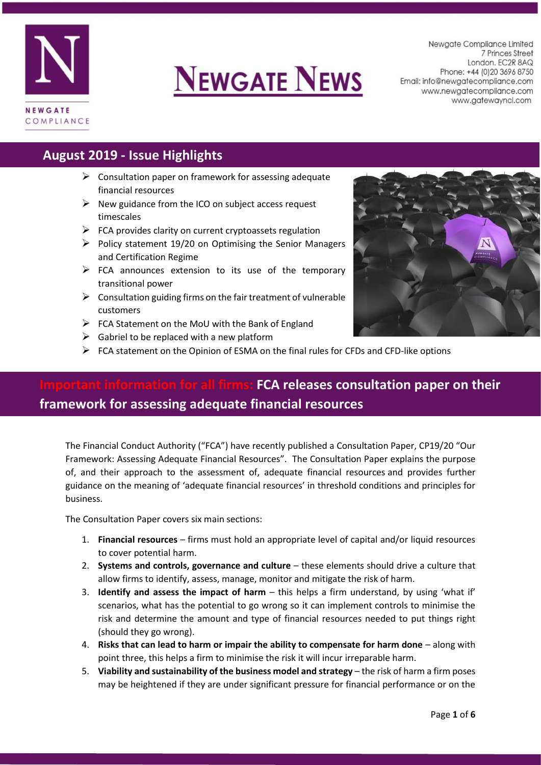# NEWGATE NEWS

Newgate Compliance Limited
7 Princes Street
London. EC2R 8AQ
Phone: +44 (0)20 3696 8750
Email: info@newgatecompliance.com
www.newgatecompliance.com
www.gatewayncl.com

## August 2019 - Issue Highlights

- Consultation paper on framework for assessing adequate financial resources
- New guidance from the ICO on subject access request timescales
- FCA provides clarity on current cryptoassets regulation
- Policy statement 19/20 on Optimising the Senior Managers and Certification Regime
- FCA announces extension to its use of the temporary transitional power
- Consultation guiding firms on the fair treatment of vulnerable customers
- FCA Statement on the MoU with the Bank of England
- Gabriel to be replaced with a new platform
- FCA statement on the Opinion of ESMA on the final rules for CFDs and CFD-like options

## Important information for all firms: FCA releases consultation paper on their framework for assessing adequate financial resources

The Financial Conduct Authority ("FCA") have recently published a Consultation Paper, CP19/20 "Our Framework: Assessing Adequate Financial Resources". The Consultation Paper explains the purpose of, and their approach to the assessment of, adequate financial resources and provides further guidance on the meaning of 'adequate financial resources' in threshold conditions and principles for business.

The Consultation Paper covers six main sections:

1. **Financial resources** – firms must hold an appropriate level of capital and/or liquid resources to cover potential harm.
2. **Systems and controls, governance and culture** – these elements should drive a culture that allow firms to identify, assess, manage, monitor and mitigate the risk of harm.
3. **Identify and assess the impact of harm** – this helps a firm understand, by using 'what if' scenarios, what has the potential to go wrong so it can implement controls to minimise the risk and determine the amount and type of financial resources needed to put things right (should they go wrong).
4. **Risks that can lead to harm or impair the ability to compensate for harm done** – along with point three, this helps a firm to minimise the risk it will incur irreparable harm.
5. **Viability and sustainability of the business model and strategy** – the risk of harm a firm poses may be heightened if they are under significant pressure for financial performance or on the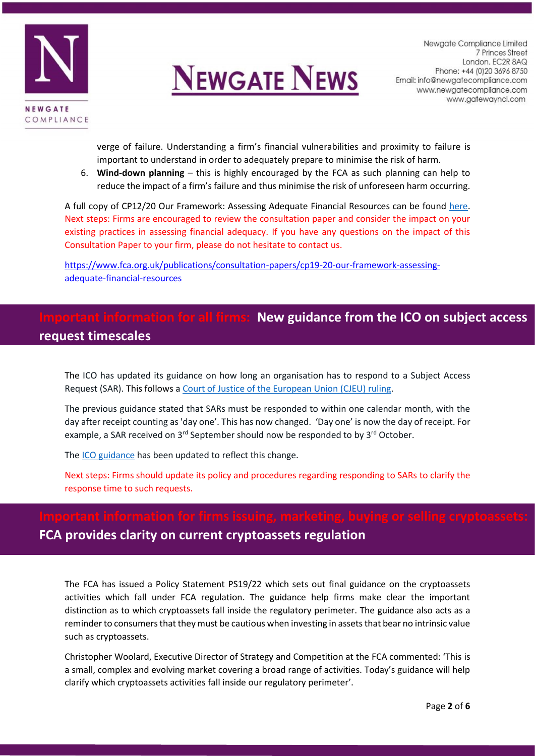verge of failure. Understanding a firm's financial vulnerabilities and proximity to failure is important to understand in order to adequately prepare to minimise the risk of harm.

6. **Wind-down planning** – this is highly encouraged by the FCA as such planning can help to reduce the impact of a firm's failure and thus minimise the risk of unforeseen harm occurring.

A full copy of CP12/20 Our Framework: Assessing Adequate Financial Resources can be found [here](https://www.fca.org.uk/publications/consultation-papers/cp19-20-our-framework-assessing-adequate-financial-resources).
Next steps: Firms are encouraged to review the consultation paper and consider the impact on your existing practices in assessing financial adequacy. If you have any questions on the impact of this Consultation Paper to your firm, please do not hesitate to contact us.

https://www.fca.org.uk/publications/consultation-papers/cp19-20-our-framework-assessing-adequate-financial-resources

## Important information for all firms: New guidance from the ICO on subject access request timescales

The ICO has updated its guidance on how long an organisation has to respond to a Subject Access Request (SAR). This follows a Court of Justice of the European Union (CJEU) ruling.

The previous guidance stated that SARs must be responded to within one calendar month, with the day after receipt counting as 'day one'. This has now changed. 'Day one' is now the day of receipt. For example, a SAR received on 3rd September should now be responded to by 3rd October.

The ICO guidance has been updated to reflect this change.

Next steps: Firms should update its policy and procedures regarding responding to SARs to clarify the response time to such requests.

## Important information for firms issuing, marketing, buying or selling cryptoassets: FCA provides clarity on current cryptoassets regulation

The FCA has issued a Policy Statement PS19/22 which sets out final guidance on the cryptoassets activities which fall under FCA regulation. The guidance help firms make clear the important distinction as to which cryptoassets fall inside the regulatory perimeter. The guidance also acts as a reminder to consumers that they must be cautious when investing in assets that bear no intrinsic value such as cryptoassets.

Christopher Woolard, Executive Director of Strategy and Competition at the FCA commented: 'This is a small, complex and evolving market covering a broad range of activities. Today's guidance will help clarify which cryptoassets activities fall inside our regulatory perimeter'.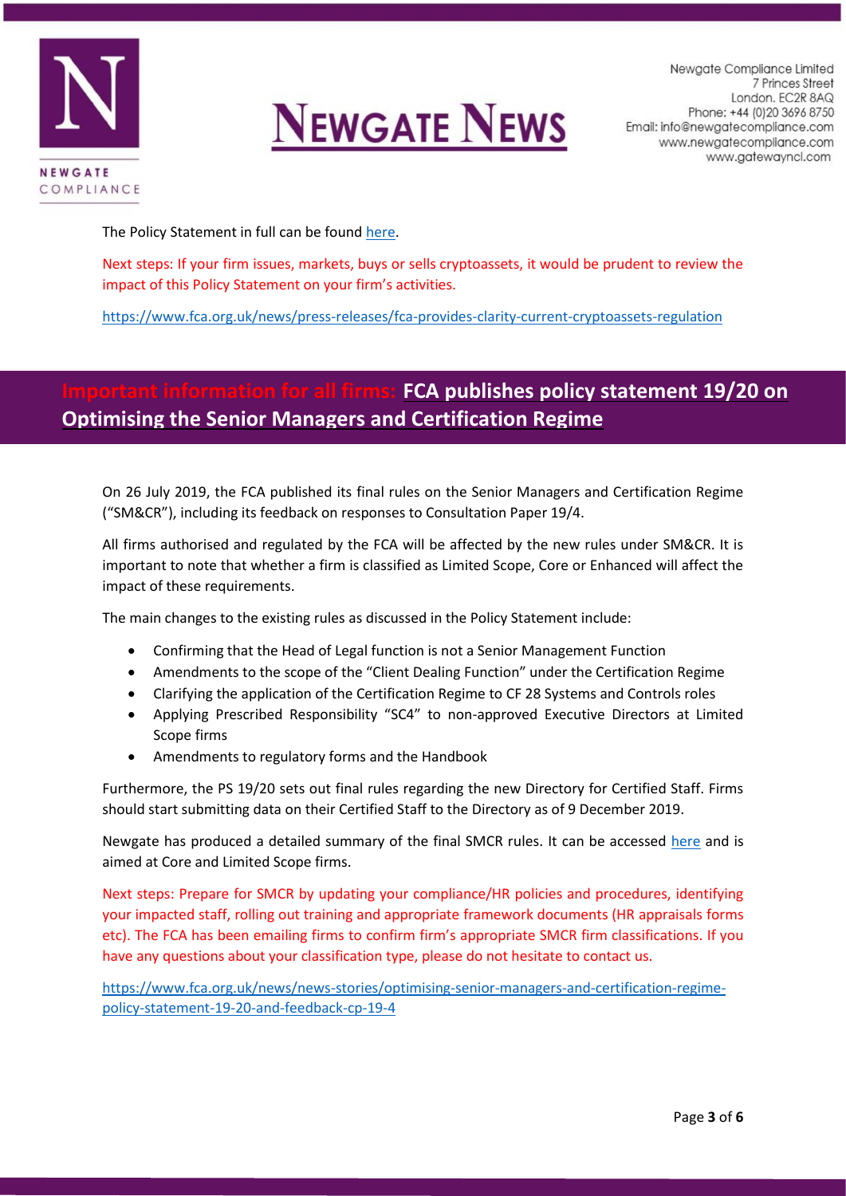The Policy Statement in full can be found here.

Next steps: If your firm issues, markets, buys or sells cryptoassets, it would be prudent to review the impact of this Policy Statement on your firm's activities.

https://www.fca.org.uk/news/press-releases/fca-provides-clarity-current-cryptoassets-regulation

## Important information for all firms: FCA publishes policy statement 19/20 on Optimising the Senior Managers and Certification Regime

On 26 July 2019, the FCA published its final rules on the Senior Managers and Certification Regime ("SM&CR"), including its feedback on responses to Consultation Paper 19/4.

All firms authorised and regulated by the FCA will be affected by the new rules under SM&CR. It is important to note that whether a firm is classified as Limited Scope, Core or Enhanced will affect the impact of these requirements.

The main changes to the existing rules as discussed in the Policy Statement include:

- Confirming that the Head of Legal function is not a Senior Management Function
- Amendments to the scope of the "Client Dealing Function" under the Certification Regime
- Clarifying the application of the Certification Regime to CF 28 Systems and Controls roles
- Applying Prescribed Responsibility "SC4" to non-approved Executive Directors at Limited Scope firms
- Amendments to regulatory forms and the Handbook

Furthermore, the PS 19/20 sets out final rules regarding the new Directory for Certified Staff. Firms should start submitting data on their Certified Staff to the Directory as of 9 December 2019.

Newgate has produced a detailed summary of the final SMCR rules. It can be accessed here and is aimed at Core and Limited Scope firms.

Next steps: Prepare for SMCR by updating your compliance/HR policies and procedures, identifying your impacted staff, rolling out training and appropriate framework documents (HR appraisals forms etc). The FCA has been emailing firms to confirm firm's appropriate SMCR firm classifications. If you have any questions about your classification type, please do not hesitate to contact us.

https://www.fca.org.uk/news/news-stories/optimising-senior-managers-and-certification-regime-policy-statement-19-20-and-feedback-cp-19-4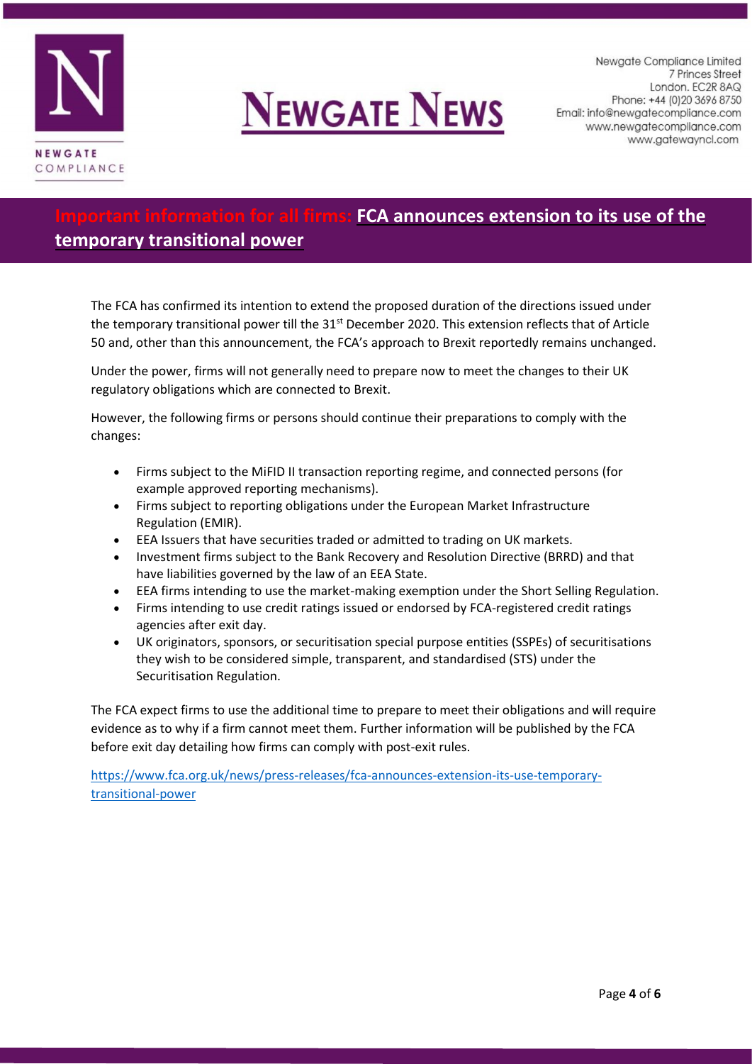## Important information for all firms: FCA announces extension to its use of the temporary transitional power

The FCA has confirmed its intention to extend the proposed duration of the directions issued under the temporary transitional power till the 31st December 2020. This extension reflects that of Article 50 and, other than this announcement, the FCA's approach to Brexit reportedly remains unchanged.

Under the power, firms will not generally need to prepare now to meet the changes to their UK regulatory obligations which are connected to Brexit.

However, the following firms or persons should continue their preparations to comply with the changes:

- Firms subject to the MiFID II transaction reporting regime, and connected persons (for example approved reporting mechanisms).
- Firms subject to reporting obligations under the European Market Infrastructure Regulation (EMIR).
- EEA Issuers that have securities traded or admitted to trading on UK markets.
- Investment firms subject to the Bank Recovery and Resolution Directive (BRRD) and that have liabilities governed by the law of an EEA State.
- EEA firms intending to use the market-making exemption under the Short Selling Regulation.
- Firms intending to use credit ratings issued or endorsed by FCA-registered credit ratings agencies after exit day.
- UK originators, sponsors, or securitisation special purpose entities (SSPEs) of securitisations they wish to be considered simple, transparent, and standardised (STS) under the Securitisation Regulation.

The FCA expect firms to use the additional time to prepare to meet their obligations and will require evidence as to why if a firm cannot meet them. Further information will be published by the FCA before exit day detailing how firms can comply with post-exit rules.

https://www.fca.org.uk/news/press-releases/fca-announces-extension-its-use-temporary-transitional-power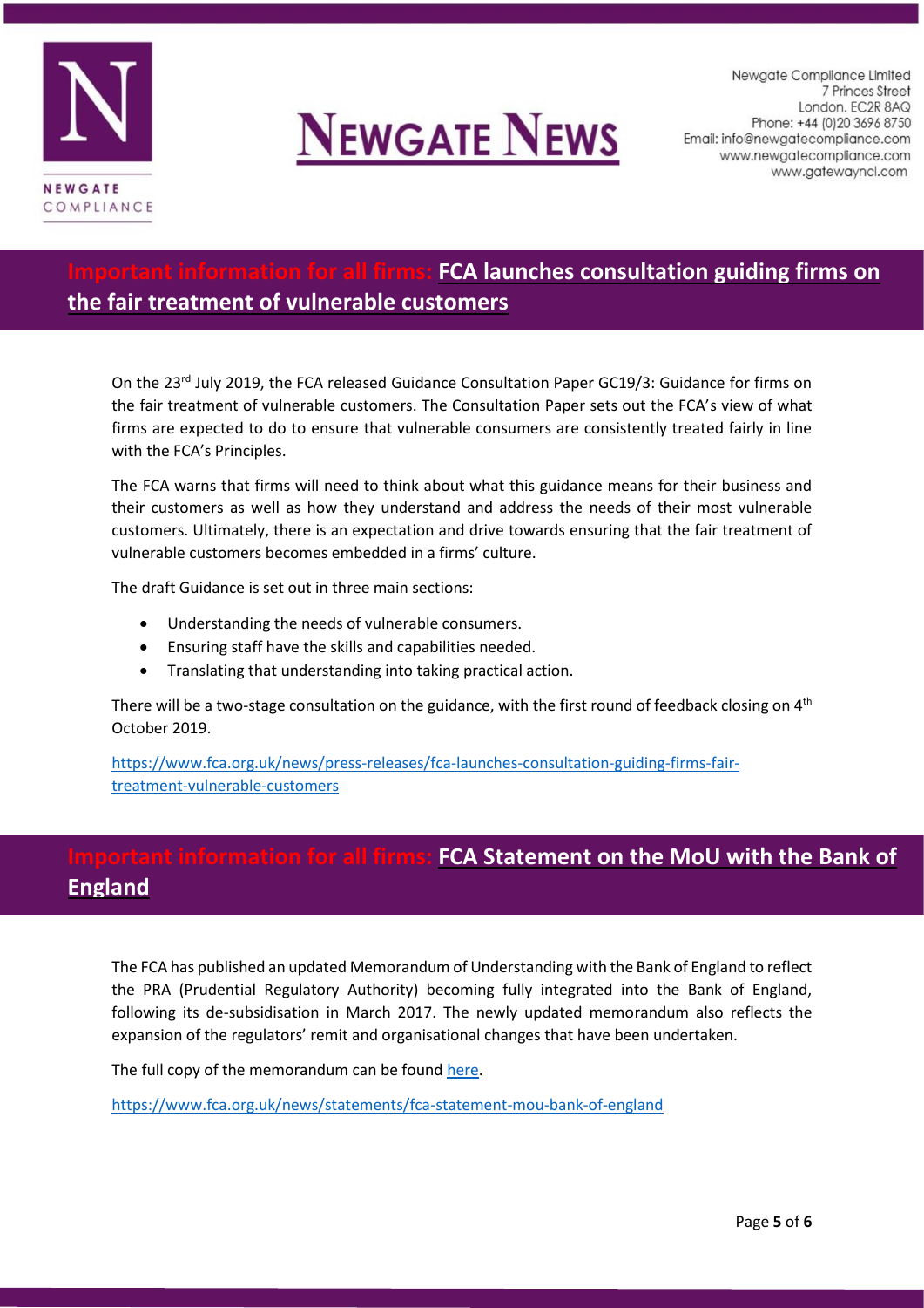## Important information for all firms: FCA launches consultation guiding firms on the fair treatment of vulnerable customers

On the 23rd July 2019, the FCA released Guidance Consultation Paper GC19/3: Guidance for firms on the fair treatment of vulnerable customers. The Consultation Paper sets out the FCA's view of what firms are expected to do to ensure that vulnerable consumers are consistently treated fairly in line with the FCA's Principles.

The FCA warns that firms will need to think about what this guidance means for their business and their customers as well as how they understand and address the needs of their most vulnerable customers. Ultimately, there is an expectation and drive towards ensuring that the fair treatment of vulnerable customers becomes embedded in a firms' culture.

The draft Guidance is set out in three main sections:

- Understanding the needs of vulnerable consumers.
- Ensuring staff have the skills and capabilities needed.
- Translating that understanding into taking practical action.

There will be a two-stage consultation on the guidance, with the first round of feedback closing on 4th October 2019.

https://www.fca.org.uk/news/press-releases/fca-launches-consultation-guiding-firms-fair-treatment-vulnerable-customers

## Important information for all firms: FCA Statement on the MoU with the Bank of England

The FCA has published an updated Memorandum of Understanding with the Bank of England to reflect the PRA (Prudential Regulatory Authority) becoming fully integrated into the Bank of England, following its de-subsidisation in March 2017. The newly updated memorandum also reflects the expansion of the regulators' remit and organisational changes that have been undertaken.

The full copy of the memorandum can be found here.

https://www.fca.org.uk/news/statements/fca-statement-mou-bank-of-england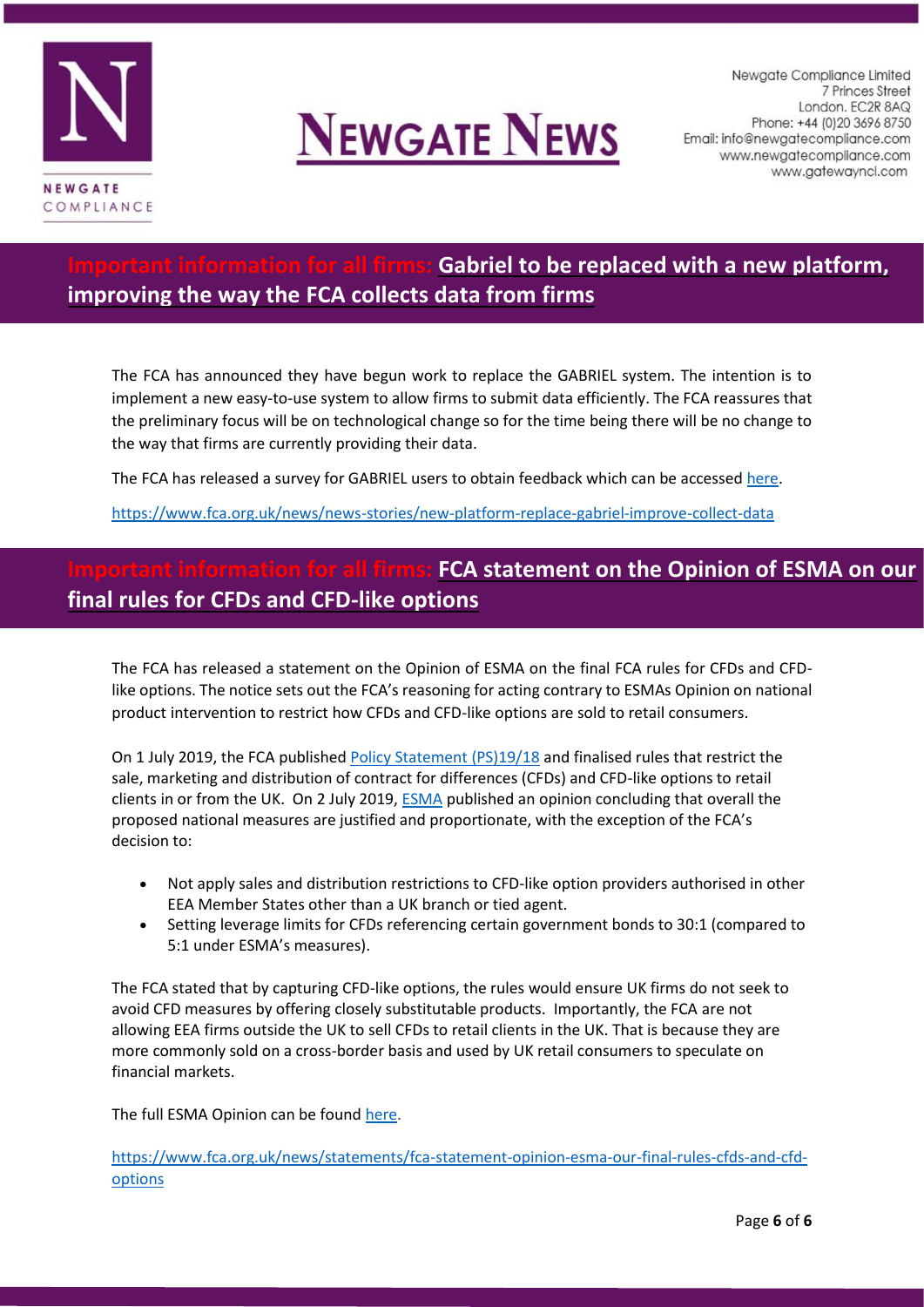## Important information for all firms: Gabriel to be replaced with a new platform, improving the way the FCA collects data from firms

The FCA has announced they have begun work to replace the GABRIEL system. The intention is to implement a new easy-to-use system to allow firms to submit data efficiently. The FCA reassures that the preliminary focus will be on technological change so for the time being there will be no change to the way that firms are currently providing their data.

The FCA has released a survey for GABRIEL users to obtain feedback which can be accessed here.

https://www.fca.org.uk/news/news-stories/new-platform-replace-gabriel-improve-collect-data

## Important information for all firms: FCA statement on the Opinion of ESMA on our final rules for CFDs and CFD-like options

The FCA has released a statement on the Opinion of ESMA on the final FCA rules for CFDs and CFD-like options. The notice sets out the FCA's reasoning for acting contrary to ESMAs Opinion on national product intervention to restrict how CFDs and CFD-like options are sold to retail consumers.

On 1 July 2019, the FCA published Policy Statement (PS)19/18 and finalised rules that restrict the sale, marketing and distribution of contract for differences (CFDs) and CFD-like options to retail clients in or from the UK. On 2 July 2019, ESMA published an opinion concluding that overall the proposed national measures are justified and proportionate, with the exception of the FCA's decision to:

- Not apply sales and distribution restrictions to CFD-like option providers authorised in other EEA Member States other than a UK branch or tied agent.
- Setting leverage limits for CFDs referencing certain government bonds to 30:1 (compared to 5:1 under ESMA's measures).

The FCA stated that by capturing CFD-like options, the rules would ensure UK firms do not seek to avoid CFD measures by offering closely substitutable products. Importantly, the FCA are not allowing EEA firms outside the UK to sell CFDs to retail clients in the UK. That is because they are more commonly sold on a cross-border basis and used by UK retail consumers to speculate on financial markets.

The full ESMA Opinion can be found here.

https://www.fca.org.uk/news/statements/fca-statement-opinion-esma-our-final-rules-cfds-and-cfd-options